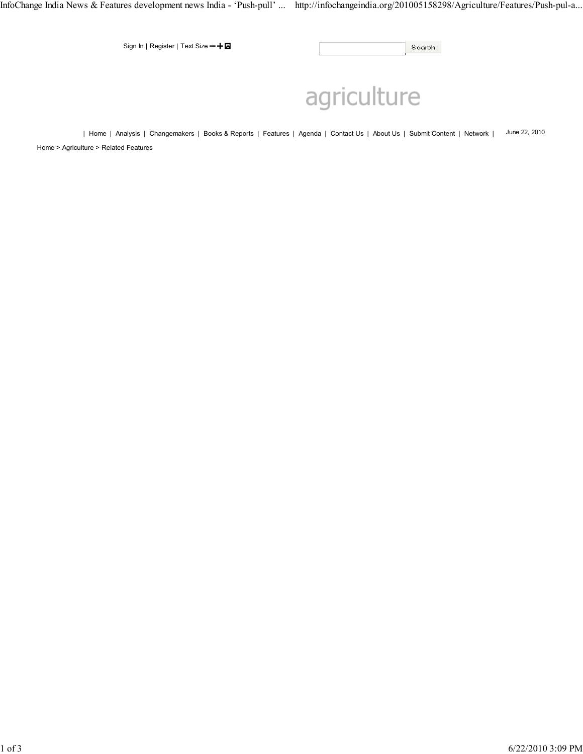Sign In | Register | Text Size

Search

# agriculture

| Home | Analysis | Changemakers | Books & Reports | Features | Agenda | Contact Us | About Us | Submit Content | Network |

June 22, 2010

Home > Agriculture > Related Features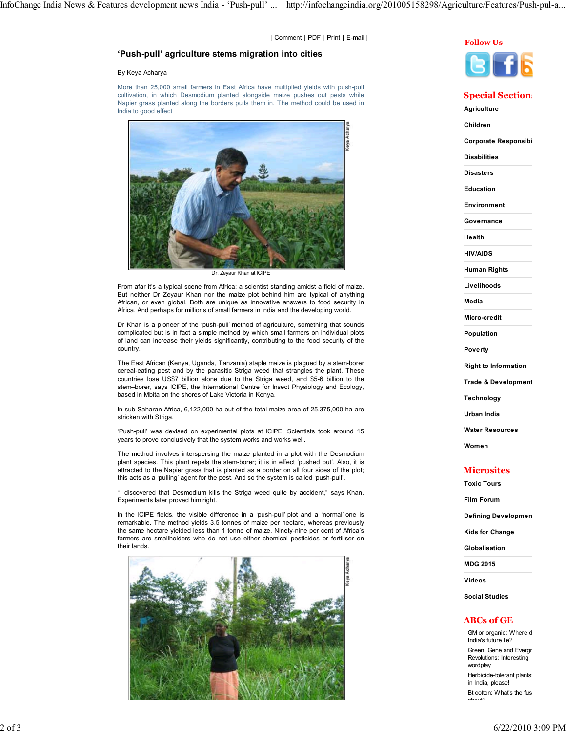| Comment | PDF | Print | E-mail |

# 'Push-pull' agriculture stems migration into cities

By Keya Acharya

More than 25,000 small farmers in East Africa have multiplied yields with push-pull cultivation, in which Desmodium planted alongside maize pushes out pests while Napier grass planted along the borders pulls them in. The method could be used in India to good effect

Dr. Zeyaur Khan at ICIPE

From afar it's a typical scene from Africa: a scientist standing amidst a field of maize. But neither Dr Zeyaur Khan nor the maize plot behind him are typical of anything African, or even global. Both are unique as innovative answers to food security in Africa. And perhaps for millions of small farmers in India and the developing world.

Dr Khan is a pioneer of the 'push-pull' method of agriculture, something that sounds complicated but is in fact a simple method by which small farmers on individual plots of land can increase their yields significantly, contributing to the food security of the country.

The East African (Kenya, Uganda, Tanzania) staple maize is plagued by a stem-borer cereal-eating pest and by the parasitic Striga weed that strangles the plant. These countries lose US$7 billion alone due to the Striga weed, and $5-6 billion to the stem–borer, says ICIPE, the International Centre for Insect Physiology and Ecology, based in Mbita on the shores of Lake Victoria in Kenya.

In sub-Saharan Africa, 6,122,000 ha out of the total maize area of 25,375,000 ha are stricken with Striga.

'Push-pull' was devised on experimental plots at ICIPE. Scientists took around 15 years to prove conclusively that the system works and works well.

The method involves interspersing the maize planted in a plot with the Desmodium plant species. This plant repels the stem-borer; it is in effect 'pushed out'. Also, it is attracted to the Napier grass that is planted as a border on all four sides of the plot; this acts as a 'pulling' agent for the pest. And so the system is called 'push-pull'.

"I discovered that Desmodium kills the Striga weed quite by accident," says Khan. Experiments later proved him right.

In the ICIPE fields, the visible difference in a 'push-pull' plot and a 'normal' one is remarkable. The method yields 3.5 tonnes of maize per hectare, whereas previously the same hectare yielded less than 1 tonne of maize. Ninety-nine per cent of Africa's farmers are smallholders who do not use either chemical pesticides or fertiliser on their lands.

Follow Us

## Special Sections

- Agriculture
- Children
- Corporate Responsibi
- Disabilities
- Disasters
- Education
- Environment
- Governance
- Health
- HIV/AIDS
- Human Rights
- Livelihoods
- Media
- Micro-credit
- Population
- Poverty
- Right to Information
- Trade & Development
- Technology
- Urban India
- Water Resources
- Women

## Microsites

- Toxic Tours
- Film Forum
- Defining Developmen
- Kids for Change
- Globalisation
- MDG 2015
- Videos
- Social Studies

## ABCs of GE

- GM or organic: Where d India's future lie?
- Green, Gene and Evergr Revolutions: Interesting wordplay
- Herbicide-tolerant plants: in India, please!
- Bt cotton: What's the fus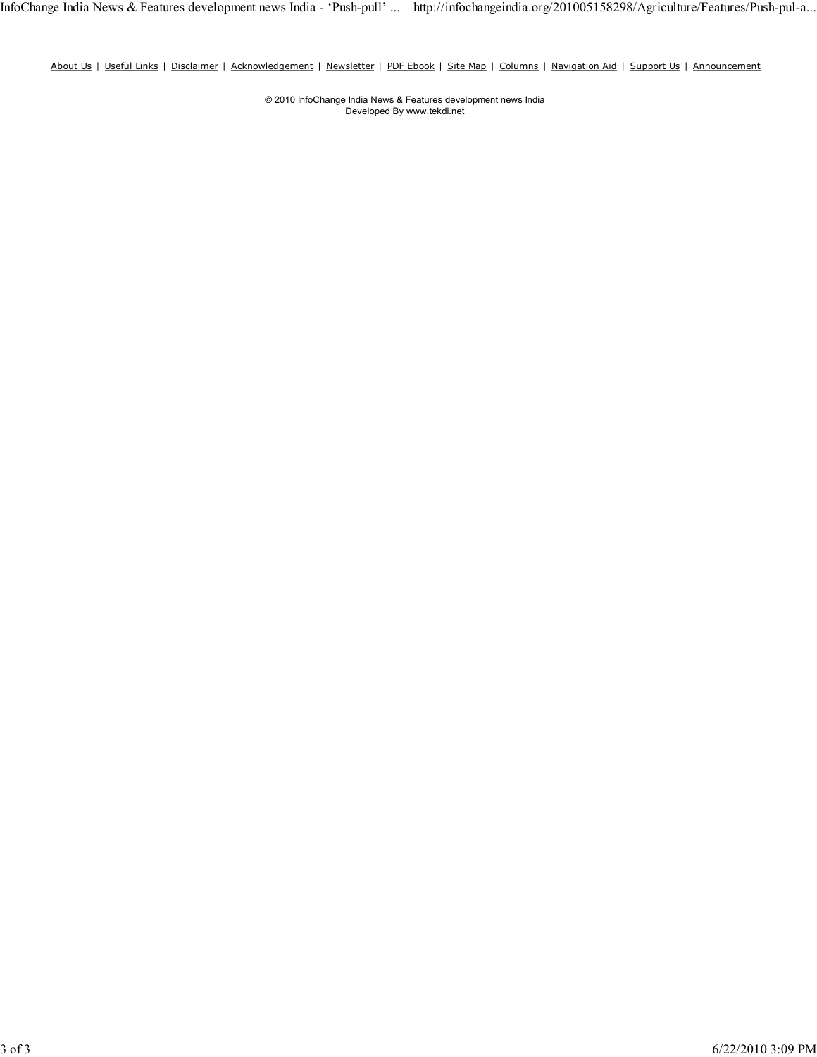About Us | Useful Links | Disclaimer | Acknowledgement | Newsletter | PDF Ebook | Site Map | Columns | Navigation Aid | Support Us | Announcement

© 2010 InfoChange India News & Features development news India
Developed By www.tekdi.net